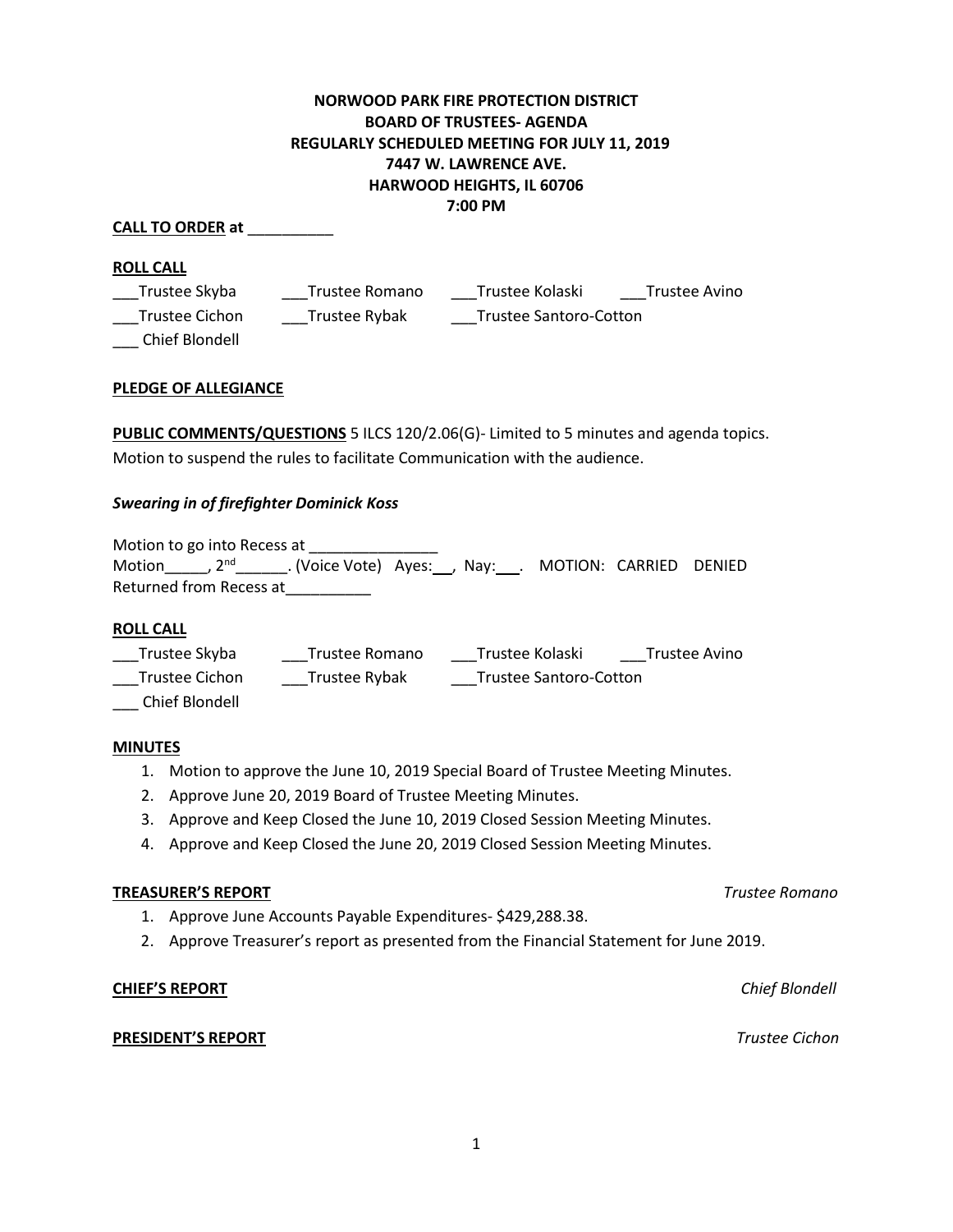**NORWOOD PARK FIRE PROTECTION DISTRICT**
**BOARD OF TRUSTEES- AGENDA**
**REGULARLY SCHEDULED MEETING FOR JULY 11, 2019**
**7447 W. LAWRENCE AVE.**
**HARWOOD HEIGHTS, IL 60706**
**7:00 PM**

**CALL TO ORDER at** __________

**ROLL CALL**

___Trustee Skyba ___Trustee Romano ___Trustee Kolaski ___Trustee Avino
___Trustee Cichon ___Trustee Rybak ___Trustee Santoro-Cotton
___ Chief Blondell

**PLEDGE OF ALLEGIANCE**

**PUBLIC COMMENTS/QUESTIONS** 5 ILCS 120/2.06(G)- Limited to 5 minutes and agenda topics.
Motion to suspend the rules to facilitate Communication with the audience.

***Swearing in of firefighter Dominick Koss***

Motion to go into Recess at _______________
Motion_____, 2nd______. (Voice Vote) Ayes:__, Nay:___. MOTION: CARRIED DENIED
Returned from Recess at__________

**ROLL CALL**

___Trustee Skyba ___Trustee Romano ___Trustee Kolaski ___Trustee Avino
___Trustee Cichon ___Trustee Rybak ___Trustee Santoro-Cotton
___ Chief Blondell

**MINUTES**

1. Motion to approve the June 10, 2019 Special Board of Trustee Meeting Minutes.
2. Approve June 20, 2019 Board of Trustee Meeting Minutes.
3. Approve and Keep Closed the June 10, 2019 Closed Session Meeting Minutes.
4. Approve and Keep Closed the June 20, 2019 Closed Session Meeting Minutes.

**TREASURER'S REPORT** *Trustee Romano*

1. Approve June Accounts Payable Expenditures- $429,288.38.
2. Approve Treasurer's report as presented from the Financial Statement for June 2019.

**CHIEF'S REPORT** *Chief Blondell*

**PRESIDENT'S REPORT** *Trustee Cichon*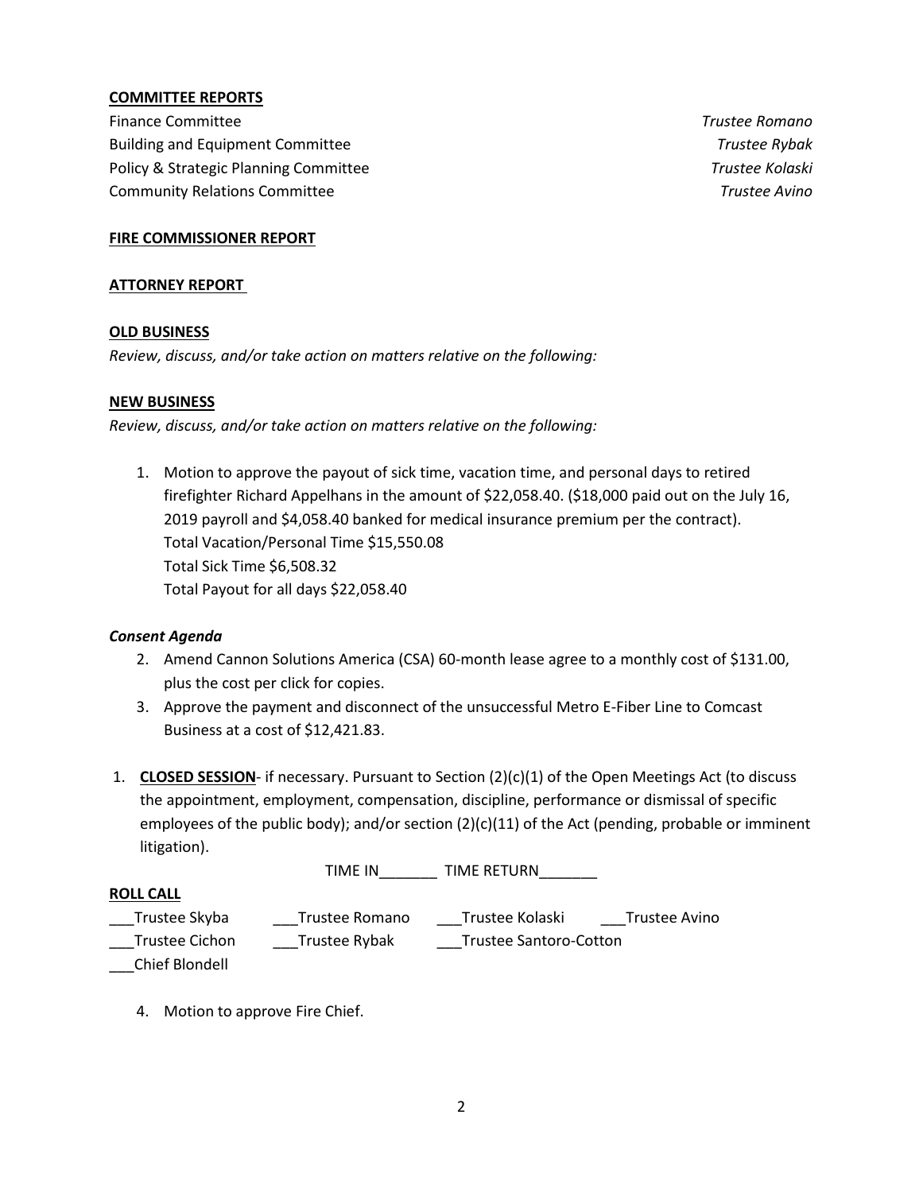**COMMITTEE REPORTS**

Finance Committee *Trustee Romano*
Building and Equipment Committee *Trustee Rybak*
Policy & Strategic Planning Committee *Trustee Kolaski*
Community Relations Committee *Trustee Avino*

**FIRE COMMISSIONER REPORT**

**ATTORNEY REPORT**

**OLD BUSINESS**

*Review, discuss, and/or take action on matters relative on the following:*

**NEW BUSINESS**

*Review, discuss, and/or take action on matters relative on the following:*

1. Motion to approve the payout of sick time, vacation time, and personal days to retired firefighter Richard Appelhans in the amount of $22,058.40. ($18,000 paid out on the July 16, 2019 payroll and $4,058.40 banked for medical insurance premium per the contract).
   Total Vacation/Personal Time $15,550.08
   Total Sick Time $6,508.32
   Total Payout for all days $22,058.40

***Consent Agenda***

2. Amend Cannon Solutions America (CSA) 60-month lease agree to a monthly cost of $131.00, plus the cost per click for copies.
3. Approve the payment and disconnect of the unsuccessful Metro E-Fiber Line to Comcast Business at a cost of $12,421.83.

1. **CLOSED SESSION**- if necessary. Pursuant to Section (2)(c)(1) of the Open Meetings Act (to discuss the appointment, employment, compensation, discipline, performance or dismissal of specific employees of the public body); and/or section (2)(c)(11) of the Act (pending, probable or imminent litigation).

TIME IN_______ TIME RETURN_______

**ROLL CALL**

___Trustee Skyba ___Trustee Romano ___Trustee Kolaski ___Trustee Avino
___Trustee Cichon ___Trustee Rybak ___Trustee Santoro-Cotton
___Chief Blondell

4. Motion to approve Fire Chief.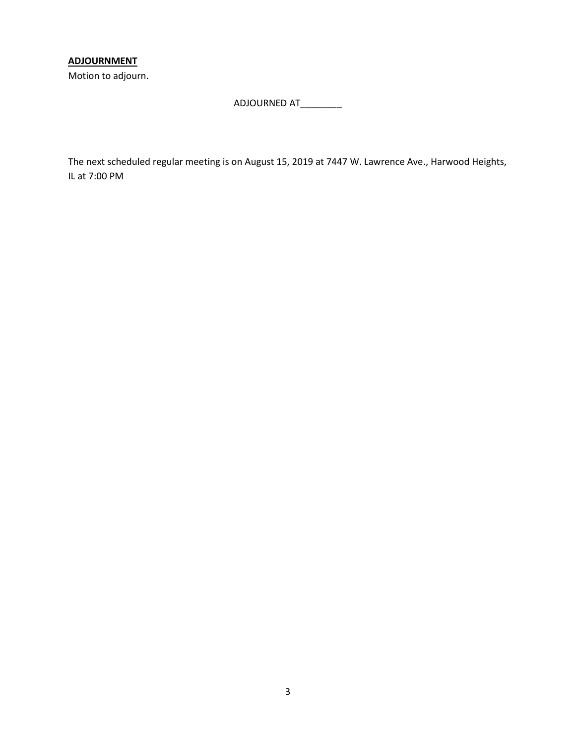**ADJOURNMENT**

Motion to adjourn.

ADJOURNED AT________

The next scheduled regular meeting is on August 15, 2019 at 7447 W. Lawrence Ave., Harwood Heights, IL at 7:00 PM